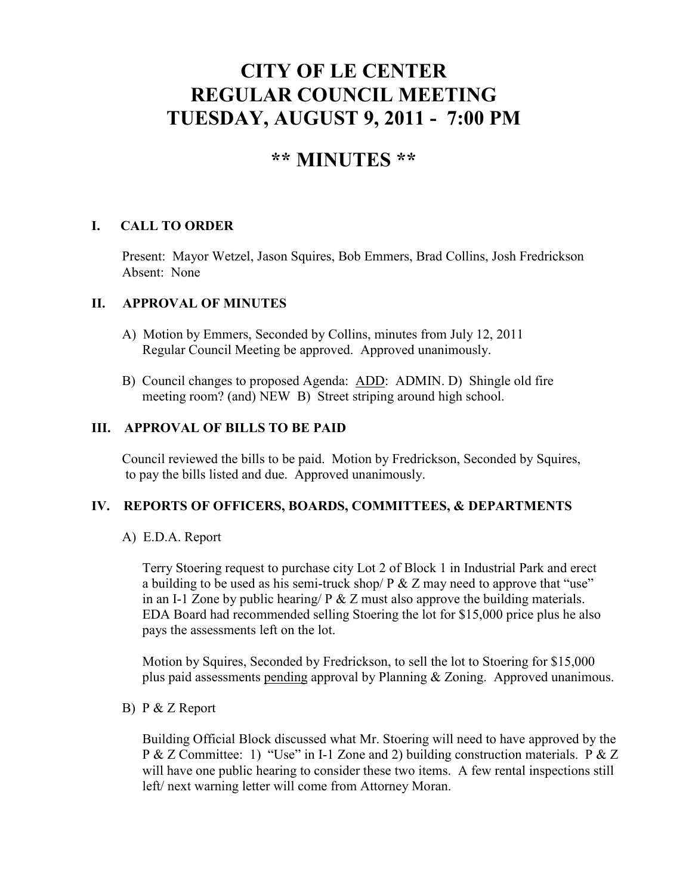# CITY OF LE CENTER
# REGULAR COUNCIL MEETING
# TUESDAY, AUGUST 9, 2011 - 7:00 PM

## ** MINUTES **

### I. CALL TO ORDER

Present: Mayor Wetzel, Jason Squires, Bob Emmers, Brad Collins, Josh Fredrickson
Absent: None

### II. APPROVAL OF MINUTES

A) Motion by Emmers, Seconded by Collins, minutes from July 12, 2011 Regular Council Meeting be approved. Approved unanimously.

B) Council changes to proposed Agenda: <u>ADD</u>: ADMIN. D) Shingle old fire meeting room? (and) NEW B) Street striping around high school.

### III. APPROVAL OF BILLS TO BE PAID

Council reviewed the bills to be paid. Motion by Fredrickson, Seconded by Squires, to pay the bills listed and due. Approved unanimously.

### IV. REPORTS OF OFFICERS, BOARDS, COMMITTEES, & DEPARTMENTS

A) E.D.A. Report

Terry Stoering request to purchase city Lot 2 of Block 1 in Industrial Park and erect a building to be used as his semi-truck shop/ P & Z may need to approve that "use" in an I-1 Zone by public hearing/ P & Z must also approve the building materials. EDA Board had recommended selling Stoering the lot for $15,000 price plus he also pays the assessments left on the lot.

Motion by Squires, Seconded by Fredrickson, to sell the lot to Stoering for $15,000 plus paid assessments <u>pending</u> approval by Planning & Zoning. Approved unanimous.

B) P & Z Report

Building Official Block discussed what Mr. Stoering will need to have approved by the P & Z Committee: 1) "Use" in I-1 Zone and 2) building construction materials. P & Z will have one public hearing to consider these two items. A few rental inspections still left/ next warning letter will come from Attorney Moran.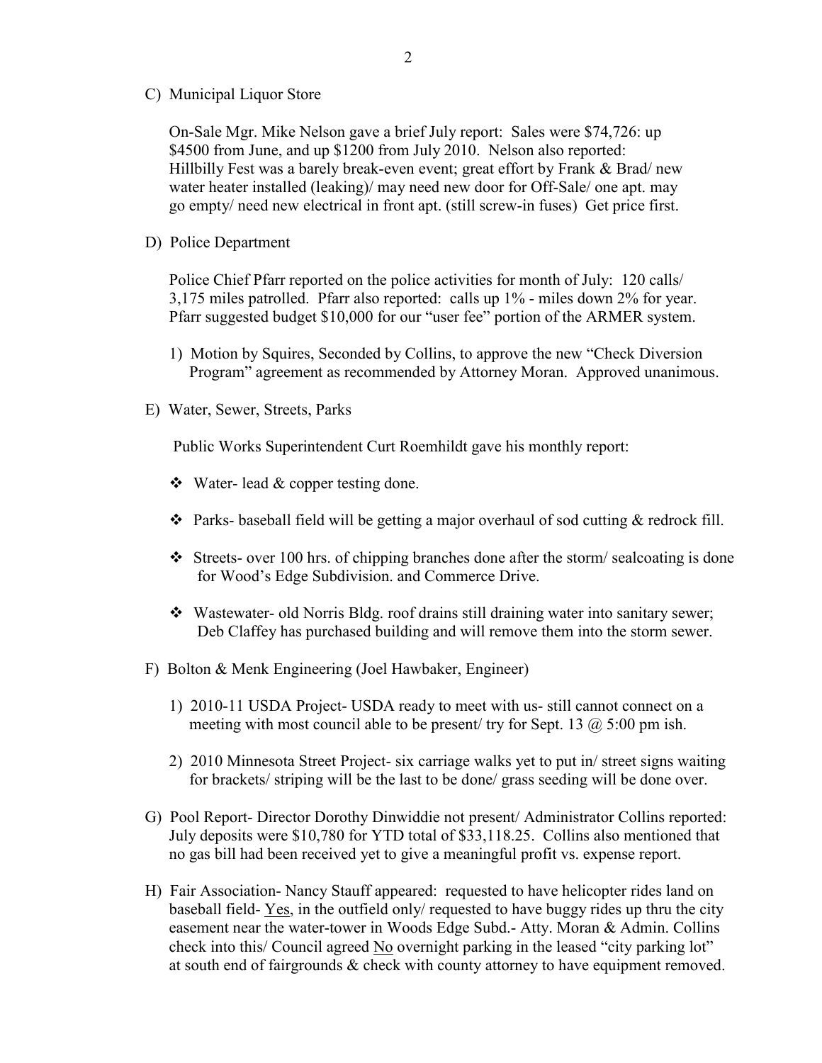C) Municipal Liquor Store

On-Sale Mgr. Mike Nelson gave a brief July report: Sales were $74,726: up $4500 from June, and up $1200 from July 2010. Nelson also reported: Hillbilly Fest was a barely break-even event; great effort by Frank & Brad/ new water heater installed (leaking)/ may need new door for Off-Sale/ one apt. may go empty/ need new electrical in front apt. (still screw-in fuses) Get price first.

D) Police Department

Police Chief Pfarr reported on the police activities for month of July: 120 calls/ 3,175 miles patrolled. Pfarr also reported: calls up 1% - miles down 2% for year. Pfarr suggested budget $10,000 for our "user fee" portion of the ARMER system.

1) Motion by Squires, Seconded by Collins, to approve the new "Check Diversion Program" agreement as recommended by Attorney Moran. Approved unanimous.

E) Water, Sewer, Streets, Parks

Public Works Superintendent Curt Roemhildt gave his monthly report:

- Water- lead & copper testing done.
- Parks- baseball field will be getting a major overhaul of sod cutting & redrock fill.
- Streets- over 100 hrs. of chipping branches done after the storm/ sealcoating is done for Wood's Edge Subdivision. and Commerce Drive.
- Wastewater- old Norris Bldg. roof drains still draining water into sanitary sewer; Deb Claffey has purchased building and will remove them into the storm sewer.

F) Bolton & Menk Engineering (Joel Hawbaker, Engineer)

1) 2010-11 USDA Project- USDA ready to meet with us- still cannot connect on a meeting with most council able to be present/ try for Sept. 13 @ 5:00 pm ish.

2) 2010 Minnesota Street Project- six carriage walks yet to put in/ street signs waiting for brackets/ striping will be the last to be done/ grass seeding will be done over.

G) Pool Report- Director Dorothy Dinwiddie not present/ Administrator Collins reported: July deposits were $10,780 for YTD total of $33,118.25. Collins also mentioned that no gas bill had been received yet to give a meaningful profit vs. expense report.

H) Fair Association- Nancy Stauff appeared: requested to have helicopter rides land on baseball field- <u>Yes</u>, in the outfield only/ requested to have buggy rides up thru the city easement near the water-tower in Woods Edge Subd.- Atty. Moran & Admin. Collins check into this/ Council agreed <u>No</u> overnight parking in the leased "city parking lot" at south end of fairgrounds & check with county attorney to have equipment removed.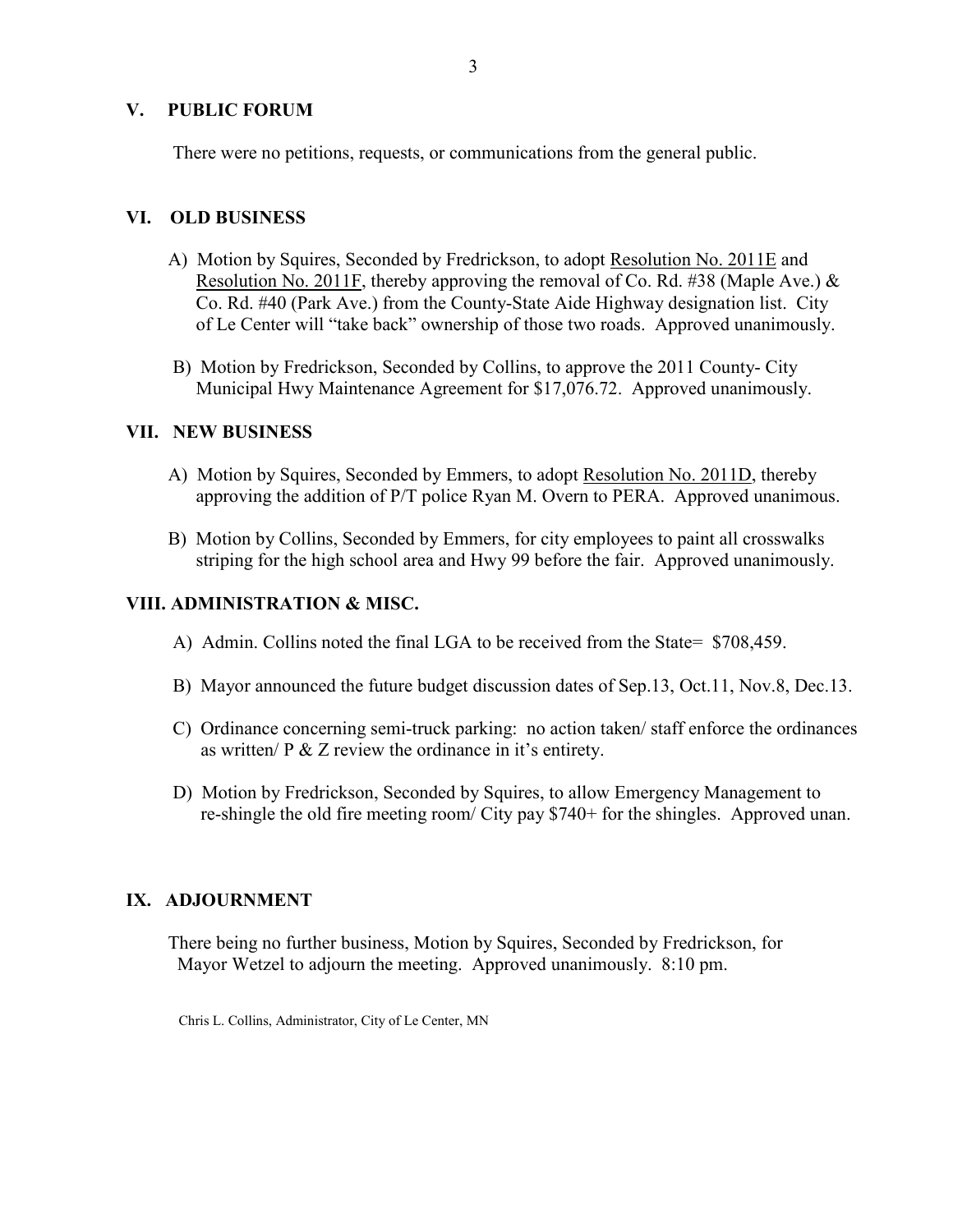## V. PUBLIC FORUM

There were no petitions, requests, or communications from the general public.

## VI. OLD BUSINESS

A) Motion by Squires, Seconded by Fredrickson, to adopt Resolution No. 2011E and Resolution No. 2011F, thereby approving the removal of Co. Rd. #38 (Maple Ave.) & Co. Rd. #40 (Park Ave.) from the County-State Aide Highway designation list. City of Le Center will "take back" ownership of those two roads. Approved unanimously.

B) Motion by Fredrickson, Seconded by Collins, to approve the 2011 County- City Municipal Hwy Maintenance Agreement for $17,076.72. Approved unanimously.

## VII. NEW BUSINESS

A) Motion by Squires, Seconded by Emmers, to adopt Resolution No. 2011D, thereby approving the addition of P/T police Ryan M. Overn to PERA. Approved unanimous.

B) Motion by Collins, Seconded by Emmers, for city employees to paint all crosswalks striping for the high school area and Hwy 99 before the fair. Approved unanimously.

## VIII. ADMINISTRATION & MISC.

A) Admin. Collins noted the final LGA to be received from the State= $708,459.

B) Mayor announced the future budget discussion dates of Sep.13, Oct.11, Nov.8, Dec.13.

C) Ordinance concerning semi-truck parking: no action taken/ staff enforce the ordinances as written/ P & Z review the ordinance in it's entirety.

D) Motion by Fredrickson, Seconded by Squires, to allow Emergency Management to re-shingle the old fire meeting room/ City pay $740+ for the shingles. Approved unan.

## IX. ADJOURNMENT

There being no further business, Motion by Squires, Seconded by Fredrickson, for Mayor Wetzel to adjourn the meeting. Approved unanimously. 8:10 pm.

Chris L. Collins, Administrator, City of Le Center, MN